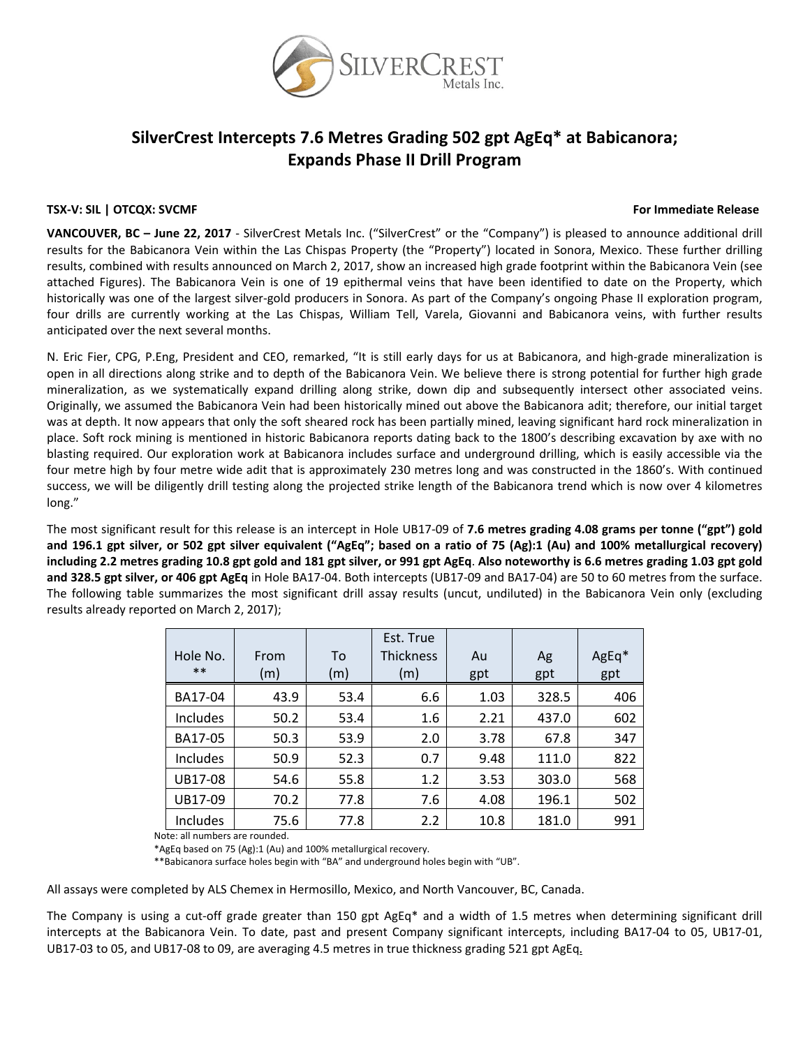# SilverCrest Intercepts 7.6 Metres Grading 502 gpt AgEq* at Babicanora; Expands Phase II Drill Program

**TSX-V: SIL | OTCQX: SVCMF** **For Immediate Release**

**VANCOUVER, BC – June 22, 2017** - SilverCrest Metals Inc. ("SilverCrest" or the "Company") is pleased to announce additional drill results for the Babicanora Vein within the Las Chispas Property (the "Property") located in Sonora, Mexico. These further drilling results, combined with results announced on March 2, 2017, show an increased high grade footprint within the Babicanora Vein (see attached Figures). The Babicanora Vein is one of 19 epithermal veins that have been identified to date on the Property, which historically was one of the largest silver-gold producers in Sonora. As part of the Company's ongoing Phase II exploration program, four drills are currently working at the Las Chispas, William Tell, Varela, Giovanni and Babicanora veins, with further results anticipated over the next several months.

N. Eric Fier, CPG, P.Eng, President and CEO, remarked, "It is still early days for us at Babicanora, and high-grade mineralization is open in all directions along strike and to depth of the Babicanora Vein. We believe there is strong potential for further high grade mineralization, as we systematically expand drilling along strike, down dip and subsequently intersect other associated veins. Originally, we assumed the Babicanora Vein had been historically mined out above the Babicanora adit; therefore, our initial target was at depth. It now appears that only the soft sheared rock has been partially mined, leaving significant hard rock mineralization in place. Soft rock mining is mentioned in historic Babicanora reports dating back to the 1800's describing excavation by axe with no blasting required. Our exploration work at Babicanora includes surface and underground drilling, which is easily accessible via the four metre high by four metre wide adit that is approximately 230 metres long and was constructed in the 1860's. With continued success, we will be diligently drill testing along the projected strike length of the Babicanora trend which is now over 4 kilometres long."

The most significant result for this release is an intercept in Hole UB17-09 of **7.6 metres grading 4.08 grams per tonne ("gpt") gold and 196.1 gpt silver, or 502 gpt silver equivalent ("AgEq"; based on a ratio of 75 (Ag):1 (Au) and 100% metallurgical recovery) including 2.2 metres grading 10.8 gpt gold and 181 gpt silver, or 991 gpt AgEq**. **Also noteworthy is 6.6 metres grading 1.03 gpt gold and 328.5 gpt silver, or 406 gpt AgEq** in Hole BA17-04. Both intercepts (UB17-09 and BA17-04) are 50 to 60 metres from the surface. The following table summarizes the most significant drill assay results (uncut, undiluted) in the Babicanora Vein only (excluding results already reported on March 2, 2017);

| Hole No. ** | From (m) | To (m) | Est. True Thickness (m) | Au gpt | Ag gpt | AgEq* gpt |
|---|---|---|---|---|---|---|
| BA17-04 | 43.9 | 53.4 | 6.6 | 1.03 | 328.5 | 406 |
| Includes | 50.2 | 53.4 | 1.6 | 2.21 | 437.0 | 602 |
| BA17-05 | 50.3 | 53.9 | 2.0 | 3.78 | 67.8 | 347 |
| Includes | 50.9 | 52.3 | 0.7 | 9.48 | 111.0 | 822 |
| UB17-08 | 54.6 | 55.8 | 1.2 | 3.53 | 303.0 | 568 |
| UB17-09 | 70.2 | 77.8 | 7.6 | 4.08 | 196.1 | 502 |
| Includes | 75.6 | 77.8 | 2.2 | 10.8 | 181.0 | 991 |

Note: all numbers are rounded.

*AgEq based on 75 (Ag):1 (Au) and 100% metallurgical recovery.

**Babicanora surface holes begin with "BA" and underground holes begin with "UB".

All assays were completed by ALS Chemex in Hermosillo, Mexico, and North Vancouver, BC, Canada.

The Company is using a cut-off grade greater than 150 gpt AgEq* and a width of 1.5 metres when determining significant drill intercepts at the Babicanora Vein. To date, past and present Company significant intercepts, including BA17-04 to 05, UB17-01, UB17-03 to 05, and UB17-08 to 09, are averaging 4.5 metres in true thickness grading 521 gpt AgEq.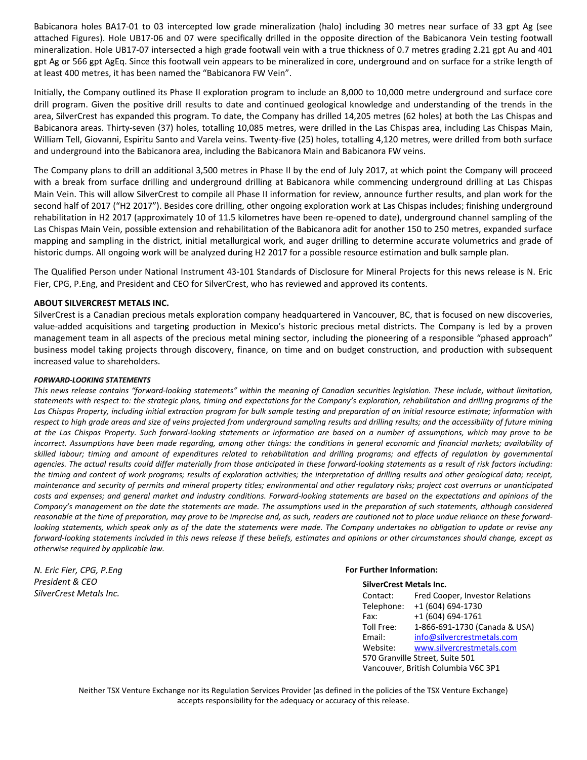Babicanora holes BA17-01 to 03 intercepted low grade mineralization (halo) including 30 metres near surface of 33 gpt Ag (see attached Figures). Hole UB17-06 and 07 were specifically drilled in the opposite direction of the Babicanora Vein testing footwall mineralization. Hole UB17-07 intersected a high grade footwall vein with a true thickness of 0.7 metres grading 2.21 gpt Au and 401 gpt Ag or 566 gpt AgEq. Since this footwall vein appears to be mineralized in core, underground and on surface for a strike length of at least 400 metres, it has been named the "Babicanora FW Vein".

Initially, the Company outlined its Phase II exploration program to include an 8,000 to 10,000 metre underground and surface core drill program. Given the positive drill results to date and continued geological knowledge and understanding of the trends in the area, SilverCrest has expanded this program. To date, the Company has drilled 14,205 metres (62 holes) at both the Las Chispas and Babicanora areas. Thirty-seven (37) holes, totalling 10,085 metres, were drilled in the Las Chispas area, including Las Chispas Main, William Tell, Giovanni, Espiritu Santo and Varela veins. Twenty-five (25) holes, totalling 4,120 metres, were drilled from both surface and underground into the Babicanora area, including the Babicanora Main and Babicanora FW veins.

The Company plans to drill an additional 3,500 metres in Phase II by the end of July 2017, at which point the Company will proceed with a break from surface drilling and underground drilling at Babicanora while commencing underground drilling at Las Chispas Main Vein. This will allow SilverCrest to compile all Phase II information for review, announce further results, and plan work for the second half of 2017 ("H2 2017"). Besides core drilling, other ongoing exploration work at Las Chispas includes; finishing underground rehabilitation in H2 2017 (approximately 10 of 11.5 kilometres have been re-opened to date), underground channel sampling of the Las Chispas Main Vein, possible extension and rehabilitation of the Babicanora adit for another 150 to 250 metres, expanded surface mapping and sampling in the district, initial metallurgical work, and auger drilling to determine accurate volumetrics and grade of historic dumps. All ongoing work will be analyzed during H2 2017 for a possible resource estimation and bulk sample plan.

The Qualified Person under National Instrument 43-101 Standards of Disclosure for Mineral Projects for this news release is N. Eric Fier, CPG, P.Eng, and President and CEO for SilverCrest, who has reviewed and approved its contents.

**ABOUT SILVERCREST METALS INC.**

SilverCrest is a Canadian precious metals exploration company headquartered in Vancouver, BC, that is focused on new discoveries, value-added acquisitions and targeting production in Mexico's historic precious metal districts. The Company is led by a proven management team in all aspects of the precious metal mining sector, including the pioneering of a responsible "phased approach" business model taking projects through discovery, finance, on time and on budget construction, and production with subsequent increased value to shareholders.

***FORWARD-LOOKING STATEMENTS***

*This news release contains "forward-looking statements" within the meaning of Canadian securities legislation. These include, without limitation, statements with respect to: the strategic plans, timing and expectations for the Company's exploration, rehabilitation and drilling programs of the Las Chispas Property, including initial extraction program for bulk sample testing and preparation of an initial resource estimate; information with respect to high grade areas and size of veins projected from underground sampling results and drilling results; and the accessibility of future mining at the Las Chispas Property. Such forward-looking statements or information are based on a number of assumptions, which may prove to be incorrect. Assumptions have been made regarding, among other things: the conditions in general economic and financial markets; availability of skilled labour; timing and amount of expenditures related to rehabilitation and drilling programs; and effects of regulation by governmental agencies. The actual results could differ materially from those anticipated in these forward-looking statements as a result of risk factors including: the timing and content of work programs; results of exploration activities; the interpretation of drilling results and other geological data; receipt, maintenance and security of permits and mineral property titles; environmental and other regulatory risks; project cost overruns or unanticipated costs and expenses; and general market and industry conditions. Forward-looking statements are based on the expectations and opinions of the Company's management on the date the statements are made. The assumptions used in the preparation of such statements, although considered reasonable at the time of preparation, may prove to be imprecise and, as such, readers are cautioned not to place undue reliance on these forward-looking statements, which speak only as of the date the statements were made. The Company undertakes no obligation to update or revise any forward-looking statements included in this news release if these beliefs, estimates and opinions or other circumstances should change, except as otherwise required by applicable law.*

*N. Eric Fier, CPG, P.Eng*
*President & CEO*
*SilverCrest Metals Inc.*

**For Further Information:**

**SilverCrest Metals Inc.**

| | |
|---|---|
| Contact: | Fred Cooper, Investor Relations |
| Telephone: | +1 (604) 694-1730 |
| Fax: | +1 (604) 694-1761 |
| Toll Free: | 1-866-691-1730 (Canada & USA) |
| Email: | info@silvercrestmetals.com |
| Website: | www.silvercrestmetals.com |

570 Granville Street, Suite 501
Vancouver, British Columbia V6C 3P1

Neither TSX Venture Exchange nor its Regulation Services Provider (as defined in the policies of the TSX Venture Exchange) accepts responsibility for the adequacy or accuracy of this release.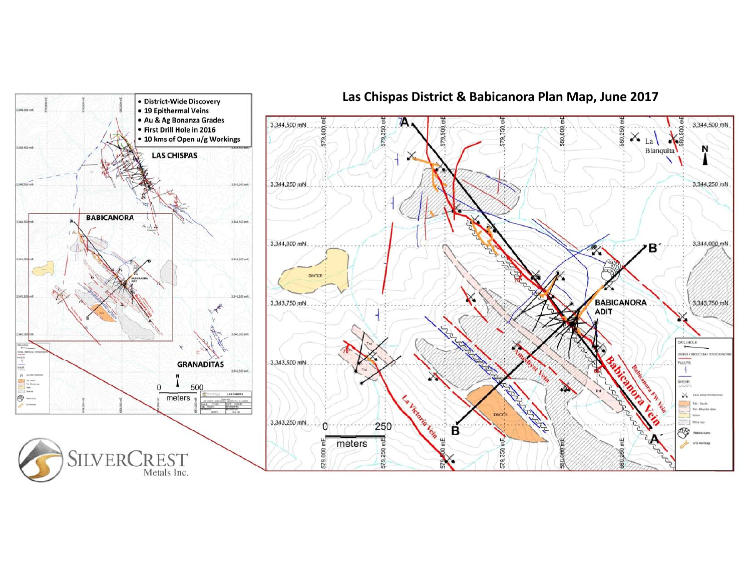# Las Chispas District & Babicanora Plan Map, June 2017

- District-Wide Discovery
- 19 Epithermal Veins
- Au & Ag Bonanza Grades
- First Drill Hole in 2016
- 10 kms of Open u/g Workings

SILVERCREST Metals Inc.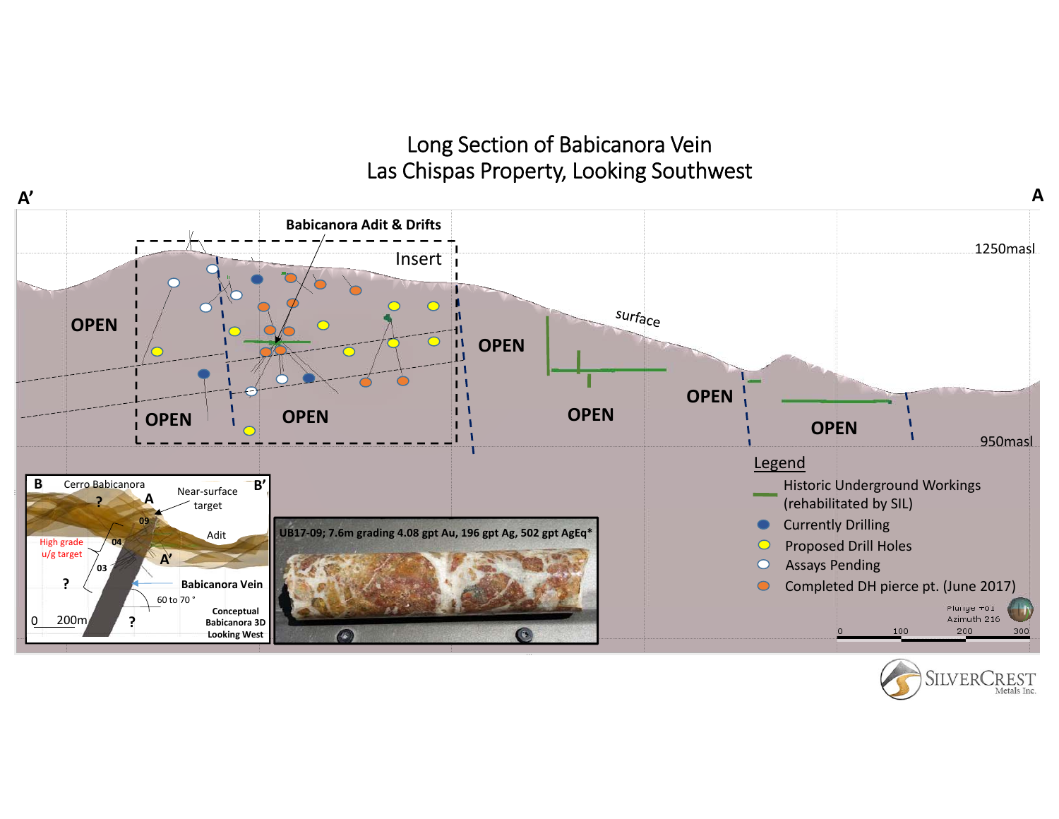# Long Section of Babicanora Vein
## Las Chispas Property, Looking Southwest

A' — A

Babicanora Adit & Drifts

Insert

1250masl

950masl

surface

OPEN

OPEN

OPEN

OPEN

OPEN

OPEN

OPEN

**Legend**

- Historic Underground Workings (rehabilitated by SIL)
- Currently Drilling
- Proposed Drill Holes
- Assays Pending
- Completed DH pierce pt. (June 2017)

Plunge +01
Azimuth 216

0 100 200 300

B Cerro Babicanora B'

Near-surface target

A

09

04

03

High grade u/g target

Adit

A'

Babicanora Vein

60 to 70 °

?

0 200m

Conceptual Babicanora 3D Looking West

**UB17-09; 7.6m grading 4.08 gpt Au, 196 gpt Ag, 502 gpt AgEq***

SILVERCREST Metals Inc.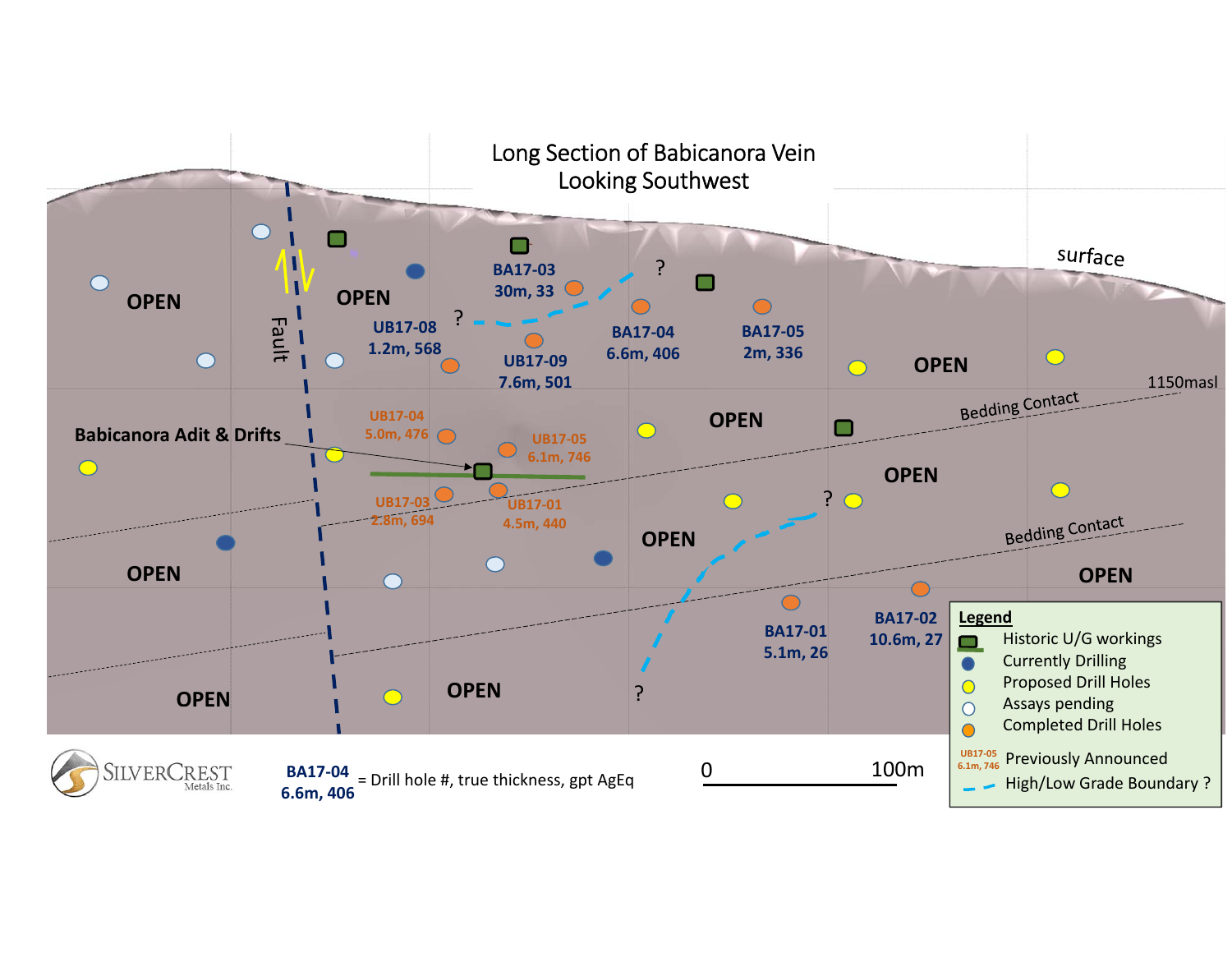# Long Section of Babicanora Vein
## Looking Southwest

surface

1150masl

Fault

OPEN

OPEN

OPEN

OPEN

OPEN

OPEN

OPEN

OPEN

OPEN

OPEN

OPEN

Bedding Contact

Bedding Contact

Babicanora Adit & Drifts

BA17-03
30m, 33

UB17-08
1.2m, 568

UB17-09
7.6m, 501

BA17-04
6.6m, 406

BA17-05
2m, 336

UB17-04
5.0m, 476

UB17-05
6.1m, 746

UB17-03
2.8m, 694

UB17-01
4.5m, 440

BA17-01
5.1m, 26

BA17-02
10.6m, 27

?

?

?

?

**Legend**
- Historic U/G workings
- Currently Drilling
- Proposed Drill Holes
- Assays pending
- Completed Drill Holes
- UB17-05 6.1m, 746 — Previously Announced
- High/Low Grade Boundary ?

SilverCrest Metals Inc.

BA17-04
6.6m, 406 = Drill hole #, true thickness, gpt AgEq

0 100m